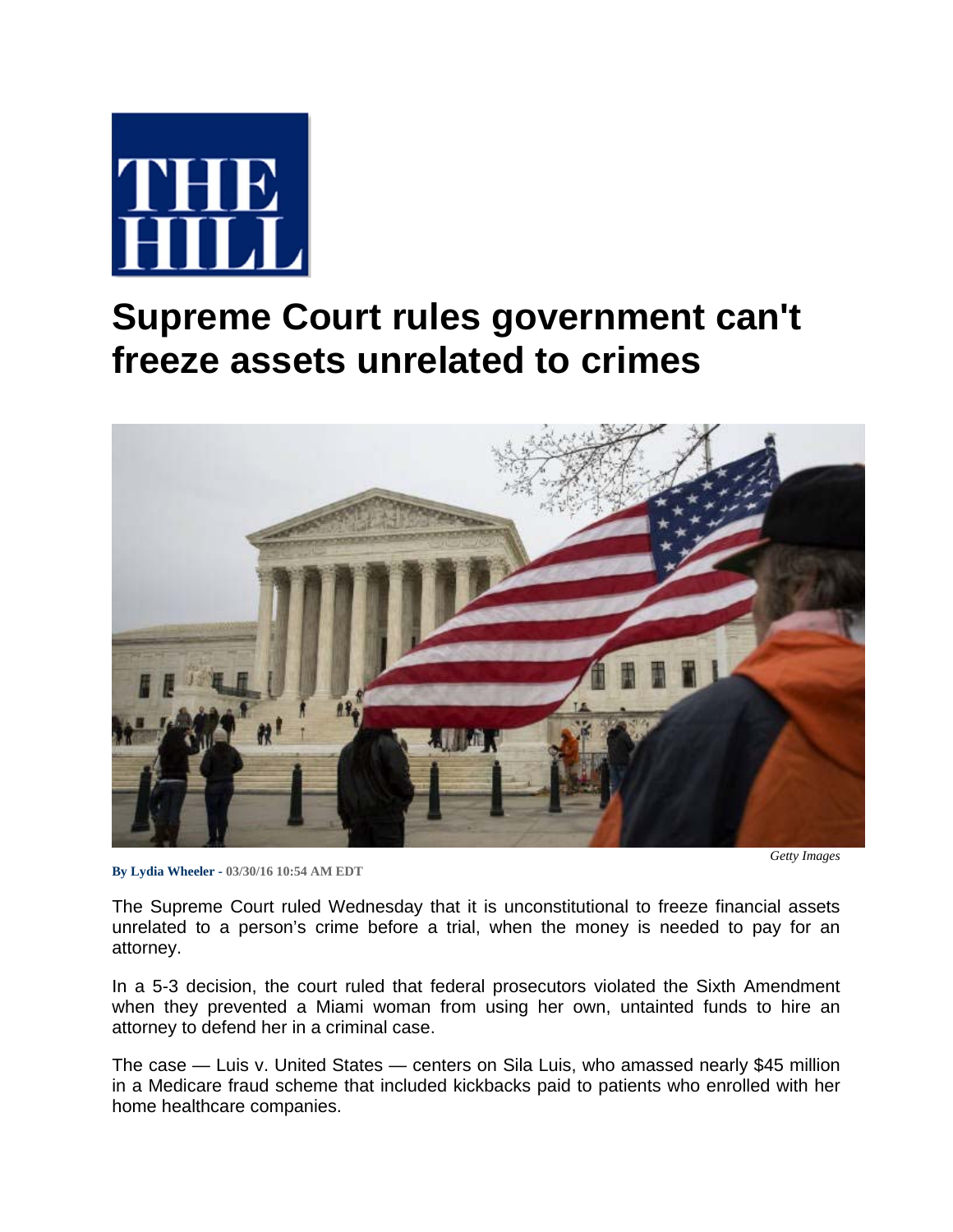# Supreme Court rules government can't freeze assets unrelated to crimes

*Getty Images*

**By Lydia Wheeler - 03/30/16 10:54 AM EDT**

The Supreme Court ruled Wednesday that it is unconstitutional to freeze financial assets unrelated to a person's crime before a trial, when the money is needed to pay for an attorney.

In a 5-3 decision, the court ruled that federal prosecutors violated the Sixth Amendment when they prevented a Miami woman from using her own, untainted funds to hire an attorney to defend her in a criminal case.

The case — Luis v. United States — centers on Sila Luis, who amassed nearly $45 million in a Medicare fraud scheme that included kickbacks paid to patients who enrolled with her home healthcare companies.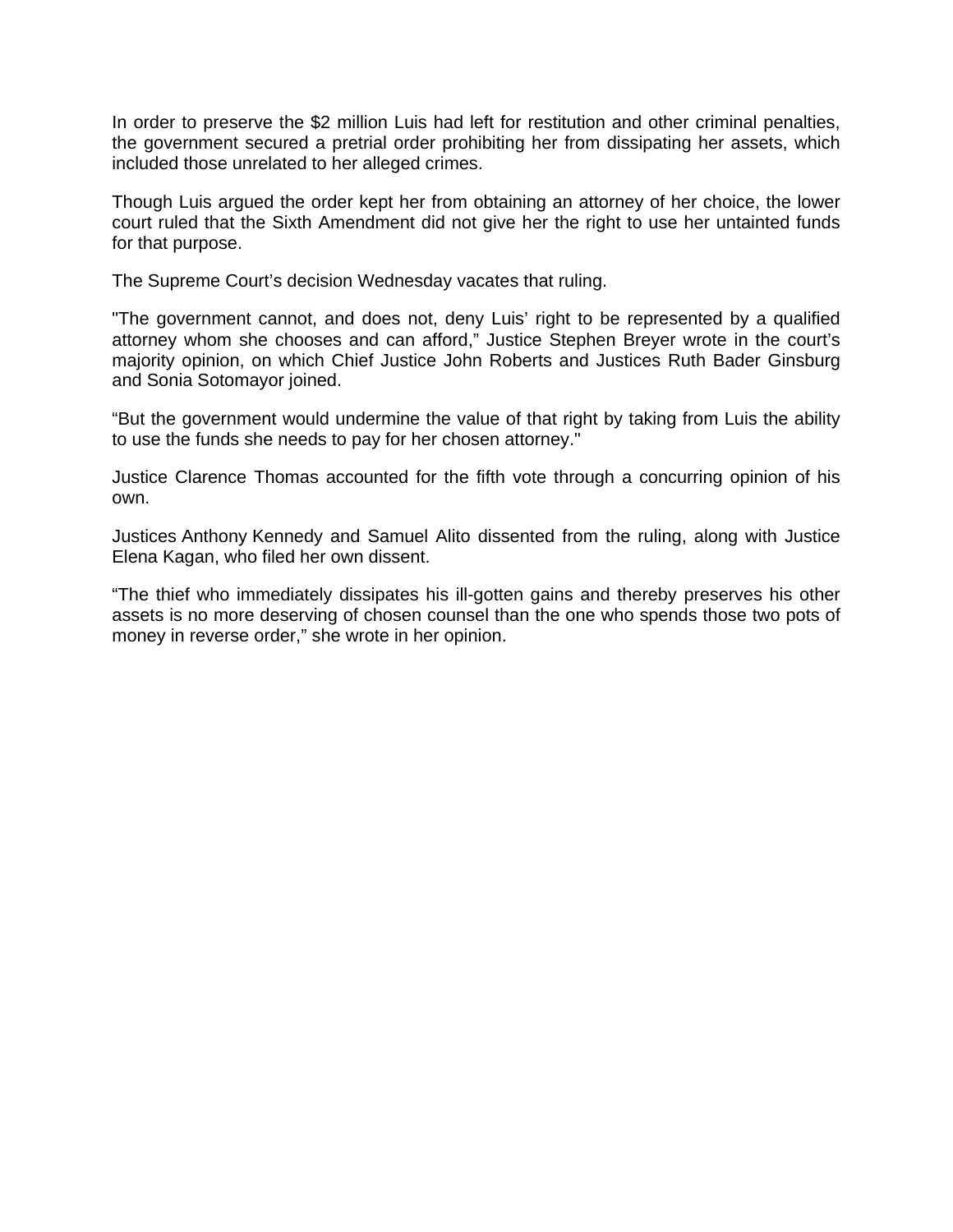In order to preserve the $2 million Luis had left for restitution and other criminal penalties, the government secured a pretrial order prohibiting her from dissipating her assets, which included those unrelated to her alleged crimes.

Though Luis argued the order kept her from obtaining an attorney of her choice, the lower court ruled that the Sixth Amendment did not give her the right to use her untainted funds for that purpose.

The Supreme Court's decision Wednesday vacates that ruling.

"The government cannot, and does not, deny Luis' right to be represented by a qualified attorney whom she chooses and can afford," Justice Stephen Breyer wrote in the court's majority opinion, on which Chief Justice John Roberts and Justices Ruth Bader Ginsburg and Sonia Sotomayor joined.

"But the government would undermine the value of that right by taking from Luis the ability to use the funds she needs to pay for her chosen attorney."

Justice Clarence Thomas accounted for the fifth vote through a concurring opinion of his own.

Justices Anthony Kennedy and Samuel Alito dissented from the ruling, along with Justice Elena Kagan, who filed her own dissent.

"The thief who immediately dissipates his ill-gotten gains and thereby preserves his other assets is no more deserving of chosen counsel than the one who spends those two pots of money in reverse order," she wrote in her opinion.